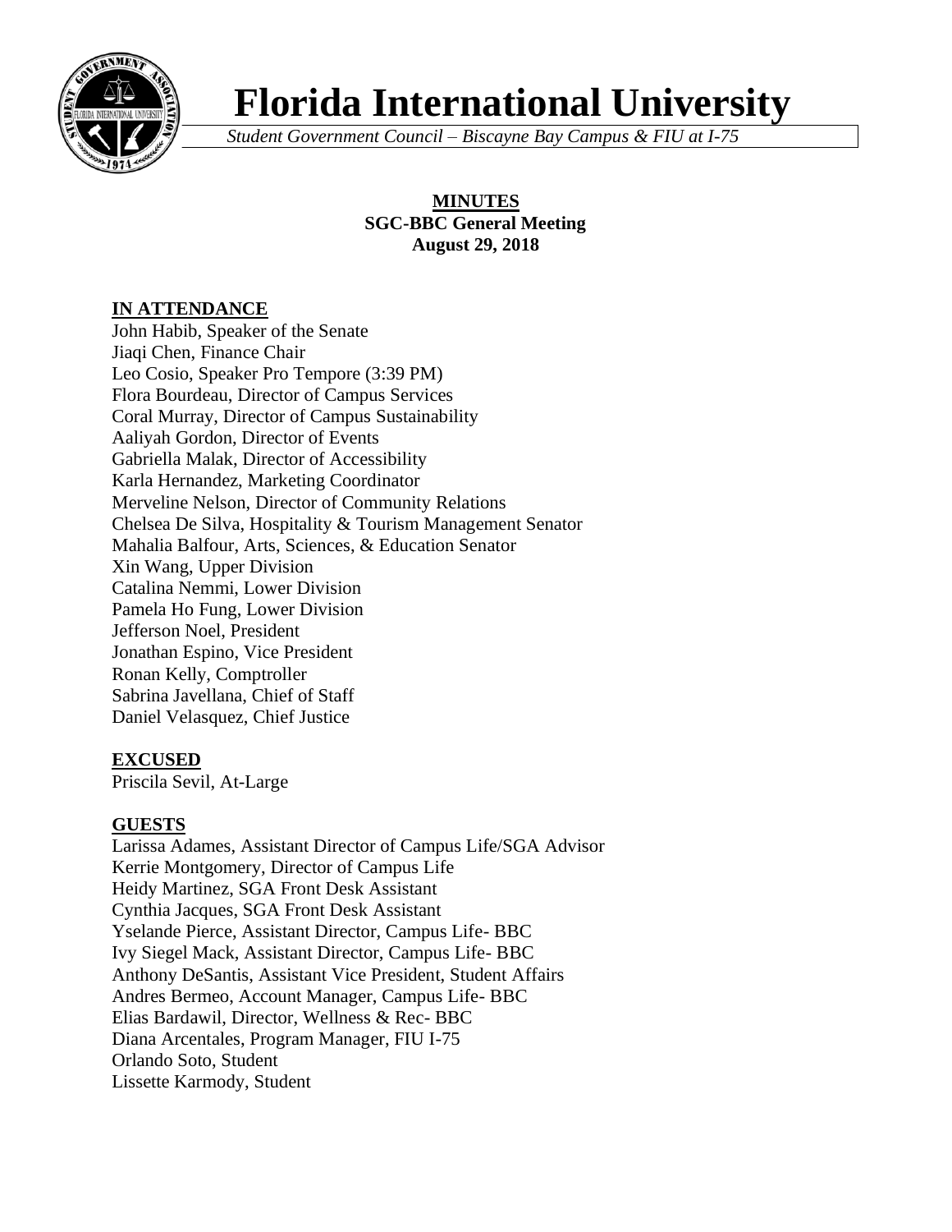# Florida International University

*Student Government Council – Biscayne Bay Campus & FIU at I-75*

**MINUTES**
**SGC-BBC General Meeting**
**August 29, 2018**

## IN ATTENDANCE

John Habib, Speaker of the Senate
Jiaqi Chen, Finance Chair
Leo Cosio, Speaker Pro Tempore (3:39 PM)
Flora Bourdeau, Director of Campus Services
Coral Murray, Director of Campus Sustainability
Aaliyah Gordon, Director of Events
Gabriella Malak, Director of Accessibility
Karla Hernandez, Marketing Coordinator
Merveline Nelson, Director of Community Relations
Chelsea De Silva, Hospitality & Tourism Management Senator
Mahalia Balfour, Arts, Sciences, & Education Senator
Xin Wang, Upper Division
Catalina Nemmi, Lower Division
Pamela Ho Fung, Lower Division
Jefferson Noel, President
Jonathan Espino, Vice President
Ronan Kelly, Comptroller
Sabrina Javellana, Chief of Staff
Daniel Velasquez, Chief Justice

## EXCUSED

Priscila Sevil, At-Large

## GUESTS

Larissa Adames, Assistant Director of Campus Life/SGA Advisor
Kerrie Montgomery, Director of Campus Life
Heidy Martinez, SGA Front Desk Assistant
Cynthia Jacques, SGA Front Desk Assistant
Yselande Pierce, Assistant Director, Campus Life- BBC
Ivy Siegel Mack, Assistant Director, Campus Life- BBC
Anthony DeSantis, Assistant Vice President, Student Affairs
Andres Bermeo, Account Manager, Campus Life- BBC
Elias Bardawil, Director, Wellness & Rec- BBC
Diana Arcentales, Program Manager, FIU I-75
Orlando Soto, Student
Lissette Karmody, Student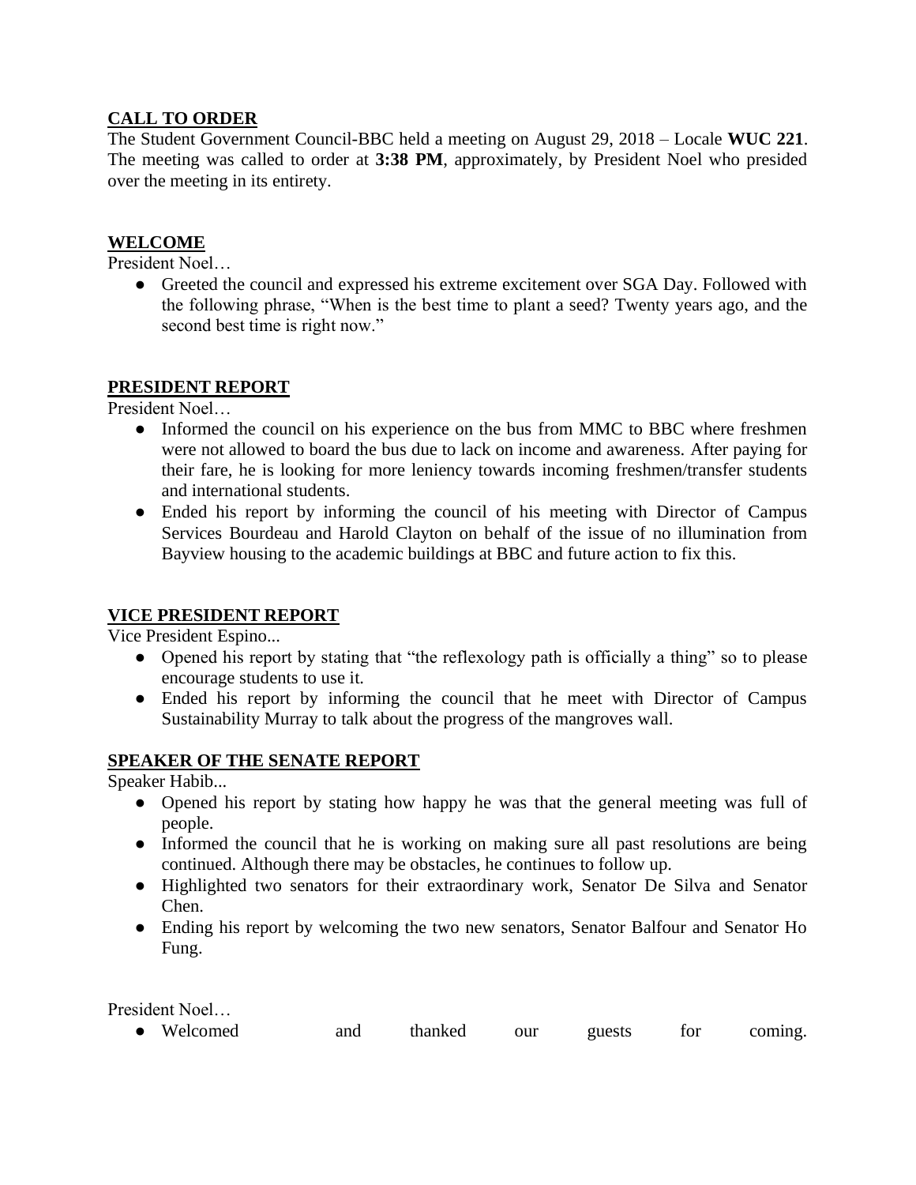## CALL TO ORDER

The Student Government Council-BBC held a meeting on August 29, 2018 – Locale **WUC 221**. The meeting was called to order at **3:38 PM**, approximately, by President Noel who presided over the meeting in its entirety.

## WELCOME

President Noel…

- Greeted the council and expressed his extreme excitement over SGA Day. Followed with the following phrase, "When is the best time to plant a seed? Twenty years ago, and the second best time is right now."

## PRESIDENT REPORT

President Noel…

- Informed the council on his experience on the bus from MMC to BBC where freshmen were not allowed to board the bus due to lack on income and awareness. After paying for their fare, he is looking for more leniency towards incoming freshmen/transfer students and international students.
- Ended his report by informing the council of his meeting with Director of Campus Services Bourdeau and Harold Clayton on behalf of the issue of no illumination from Bayview housing to the academic buildings at BBC and future action to fix this.

## VICE PRESIDENT REPORT

Vice President Espino...

- Opened his report by stating that "the reflexology path is officially a thing" so to please encourage students to use it.
- Ended his report by informing the council that he meet with Director of Campus Sustainability Murray to talk about the progress of the mangroves wall.

## SPEAKER OF THE SENATE REPORT

Speaker Habib...

- Opened his report by stating how happy he was that the general meeting was full of people.
- Informed the council that he is working on making sure all past resolutions are being continued. Although there may be obstacles, he continues to follow up.
- Highlighted two senators for their extraordinary work, Senator De Silva and Senator Chen.
- Ending his report by welcoming the two new senators, Senator Balfour and Senator Ho Fung.

President Noel…

- Welcomed and thanked our guests for coming.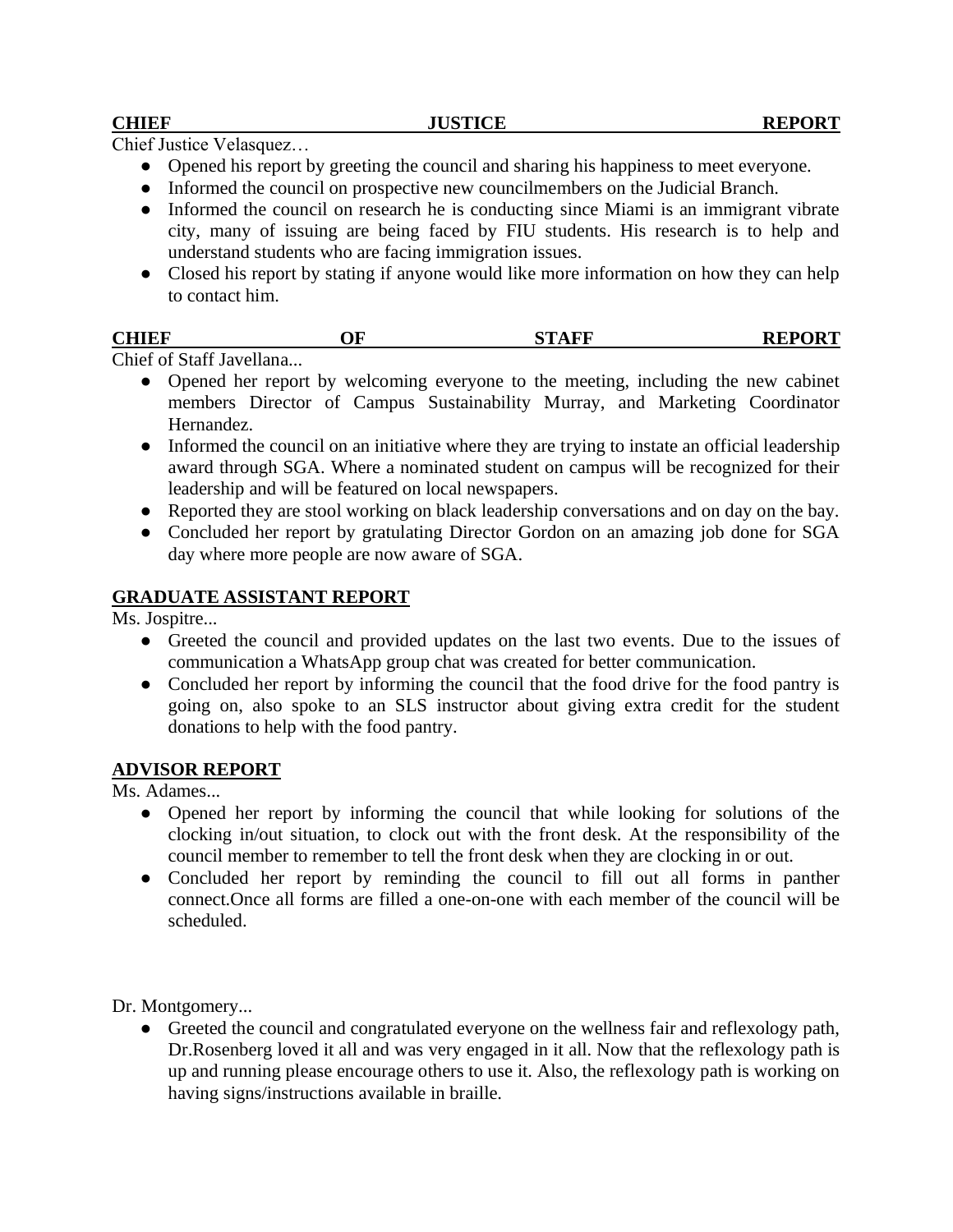**CHIEF JUSTICE REPORT**

Chief Justice Velasquez…

- Opened his report by greeting the council and sharing his happiness to meet everyone.
- Informed the council on prospective new councilmembers on the Judicial Branch.
- Informed the council on research he is conducting since Miami is an immigrant vibrate city, many of issuing are being faced by FIU students. His research is to help and understand students who are facing immigration issues.
- Closed his report by stating if anyone would like more information on how they can help to contact him.

**CHIEF OF STAFF REPORT**

Chief of Staff Javellana...

- Opened her report by welcoming everyone to the meeting, including the new cabinet members Director of Campus Sustainability Murray, and Marketing Coordinator Hernandez.
- Informed the council on an initiative where they are trying to instate an official leadership award through SGA. Where a nominated student on campus will be recognized for their leadership and will be featured on local newspapers.
- Reported they are stool working on black leadership conversations and on day on the bay.
- Concluded her report by gratulating Director Gordon on an amazing job done for SGA day where more people are now aware of SGA.

**GRADUATE ASSISTANT REPORT**

Ms. Jospitre...

- Greeted the council and provided updates on the last two events. Due to the issues of communication a WhatsApp group chat was created for better communication.
- Concluded her report by informing the council that the food drive for the food pantry is going on, also spoke to an SLS instructor about giving extra credit for the student donations to help with the food pantry.

**ADVISOR REPORT**

Ms. Adames...

- Opened her report by informing the council that while looking for solutions of the clocking in/out situation, to clock out with the front desk. At the responsibility of the council member to remember to tell the front desk when they are clocking in or out.
- Concluded her report by reminding the council to fill out all forms in panther connect.Once all forms are filled a one-on-one with each member of the council will be scheduled.

Dr. Montgomery...

- Greeted the council and congratulated everyone on the wellness fair and reflexology path, Dr.Rosenberg loved it all and was very engaged in it all. Now that the reflexology path is up and running please encourage others to use it. Also, the reflexology path is working on having signs/instructions available in braille.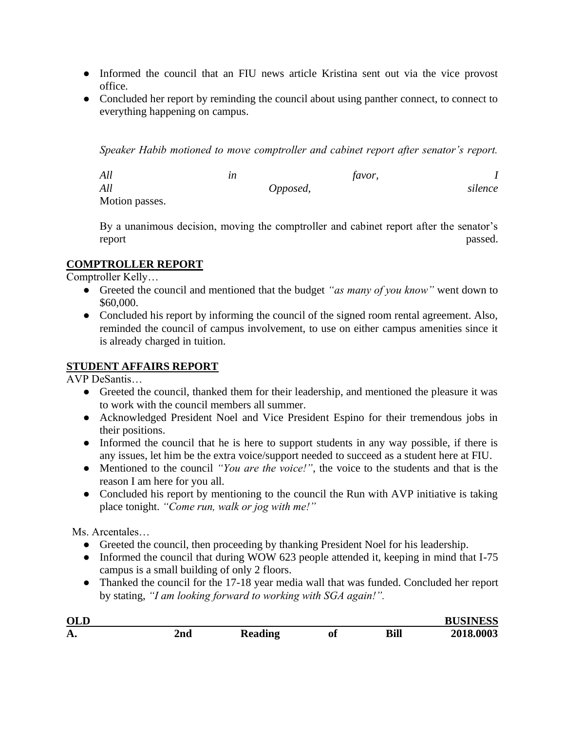- Informed the council that an FIU news article Kristina sent out via the vice provost office.
- Concluded her report by reminding the council about using panther connect, to connect to everything happening on campus.

*Speaker Habib motioned to move comptroller and cabinet report after senator's report.*

*All in favor, I*
*All Opposed, silence*
Motion passes.

By a unanimous decision, moving the comptroller and cabinet report after the senator's report passed.

**COMPTROLLER REPORT**

Comptroller Kelly…

- Greeted the council and mentioned that the budget *"as many of you know"* went down to $60,000.
- Concluded his report by informing the council of the signed room rental agreement. Also, reminded the council of campus involvement, to use on either campus amenities since it is already charged in tuition.

**STUDENT AFFAIRS REPORT**

AVP DeSantis…

- Greeted the council, thanked them for their leadership, and mentioned the pleasure it was to work with the council members all summer.
- Acknowledged President Noel and Vice President Espino for their tremendous jobs in their positions.
- Informed the council that he is here to support students in any way possible, if there is any issues, let him be the extra voice/support needed to succeed as a student here at FIU.
- Mentioned to the council *"You are the voice!"*, the voice to the students and that is the reason I am here for you all.
- Concluded his report by mentioning to the council the Run with AVP initiative is taking place tonight. *"Come run, walk or jog with me!"*

Ms. Arcentales…

- Greeted the council, then proceeding by thanking President Noel for his leadership.
- Informed the council that during WOW 623 people attended it, keeping in mind that I-75 campus is a small building of only 2 floors.
- Thanked the council for the 17-18 year media wall that was funded. Concluded her report by stating, *"I am looking forward to working with SGA again!".*

**OLD BUSINESS**

**A. 2nd Reading of Bill 2018.0003**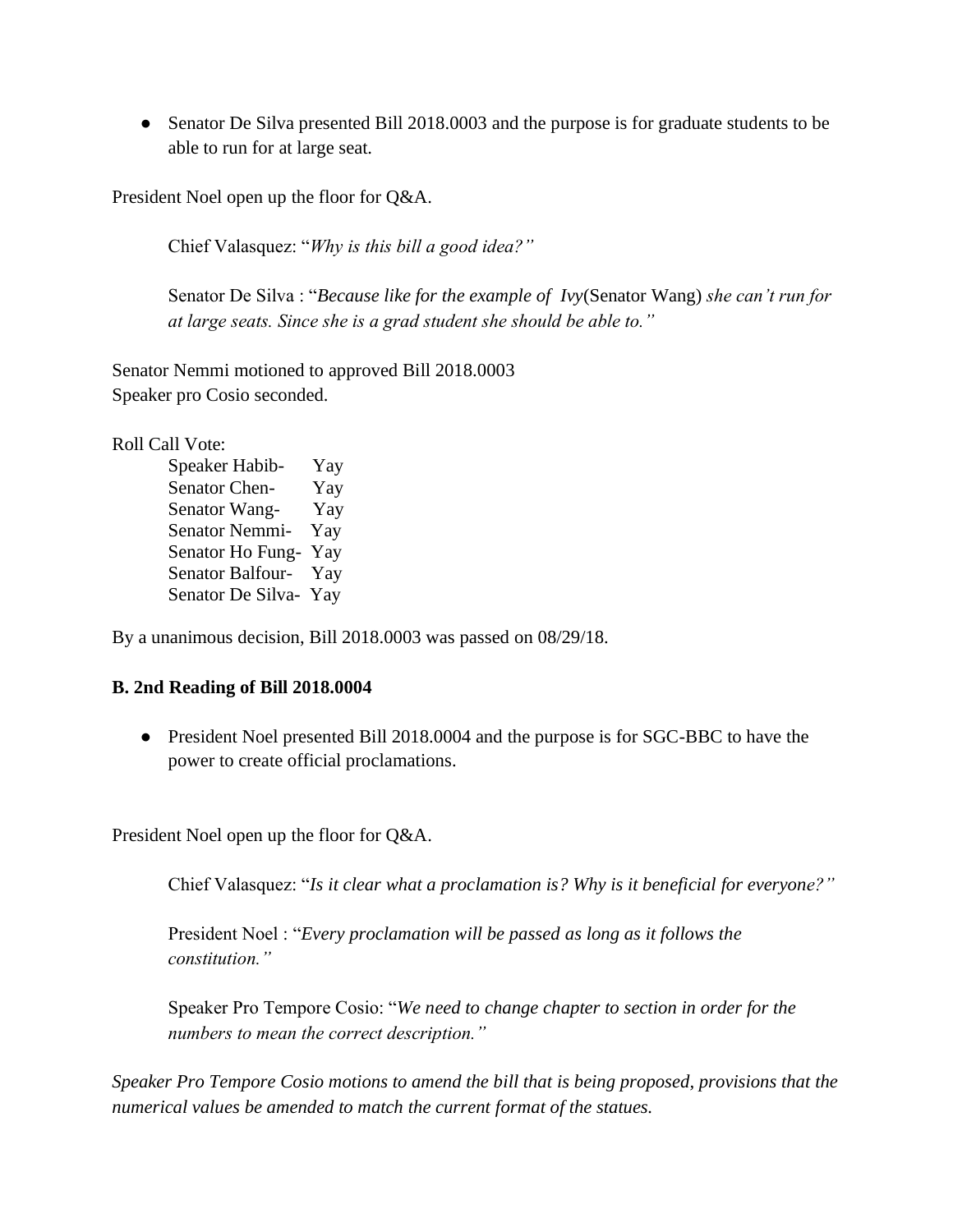- Senator De Silva presented Bill 2018.0003 and the purpose is for graduate students to be able to run for at large seat.

President Noel open up the floor for Q&A.

> Chief Valasquez: "*Why is this bill a good idea?"*
>
> Senator De Silva : "*Because like for the example of Ivy*(Senator Wang) *she can't run for at large seats. Since she is a grad student she should be able to."*

Senator Nemmi motioned to approved Bill 2018.0003
Speaker pro Cosio seconded.

Roll Call Vote:

| | |
|---|---|
| Speaker Habib- | Yay |
| Senator Chen- | Yay |
| Senator Wang- | Yay |
| Senator Nemmi- | Yay |
| Senator Ho Fung- | Yay |
| Senator Balfour- | Yay |
| Senator De Silva- | Yay |

By a unanimous decision, Bill 2018.0003 was passed on 08/29/18.

**B. 2nd Reading of Bill 2018.0004**

- President Noel presented Bill 2018.0004 and the purpose is for SGC-BBC to have the power to create official proclamations.

President Noel open up the floor for Q&A.

> Chief Valasquez: "*Is it clear what a proclamation is? Why is it beneficial for everyone?"*
>
> President Noel : "*Every proclamation will be passed as long as it follows the constitution."*
>
> Speaker Pro Tempore Cosio: "*We need to change chapter to section in order for the numbers to mean the correct description."*

*Speaker Pro Tempore Cosio motions to amend the bill that is being proposed, provisions that the numerical values be amended to match the current format of the statues.*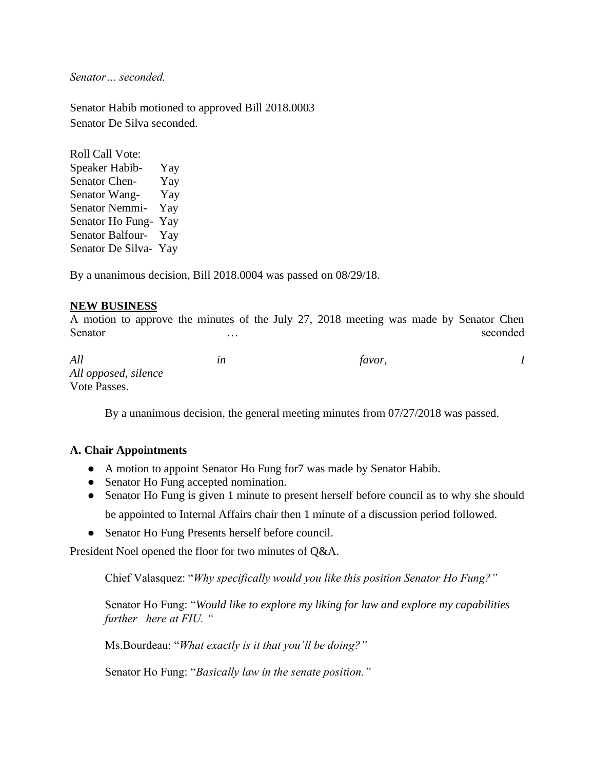*Senator… seconded.*

Senator Habib motioned to approved Bill 2018.0003
Senator De Silva seconded.

Roll Call Vote:
Speaker Habib- Yay
Senator Chen- Yay
Senator Wang- Yay
Senator Nemmi- Yay
Senator Ho Fung- Yay
Senator Balfour- Yay
Senator De Silva- Yay

By a unanimous decision, Bill 2018.0004 was passed on 08/29/18.

**NEW BUSINESS**

A motion to approve the minutes of the July 27, 2018 meeting was made by Senator Chen
Senator … seconded

*All in favor, I*
*All opposed, silence*
Vote Passes.

By a unanimous decision, the general meeting minutes from 07/27/2018 was passed.

**A. Chair Appointments**

- A motion to appoint Senator Ho Fung for7 was made by Senator Habib.
- Senator Ho Fung accepted nomination.
- Senator Ho Fung is given 1 minute to present herself before council as to why she should be appointed to Internal Affairs chair then 1 minute of a discussion period followed.
- Senator Ho Fung Presents herself before council.

President Noel opened the floor for two minutes of Q&A.

Chief Valasquez: "*Why specifically would you like this position Senator Ho Fung?"*

Senator Ho Fung: "*Would like to explore my liking for law and explore my capabilities further here at FIU. "*

Ms.Bourdeau: "*What exactly is it that you'll be doing?"*

Senator Ho Fung: "*Basically law in the senate position."*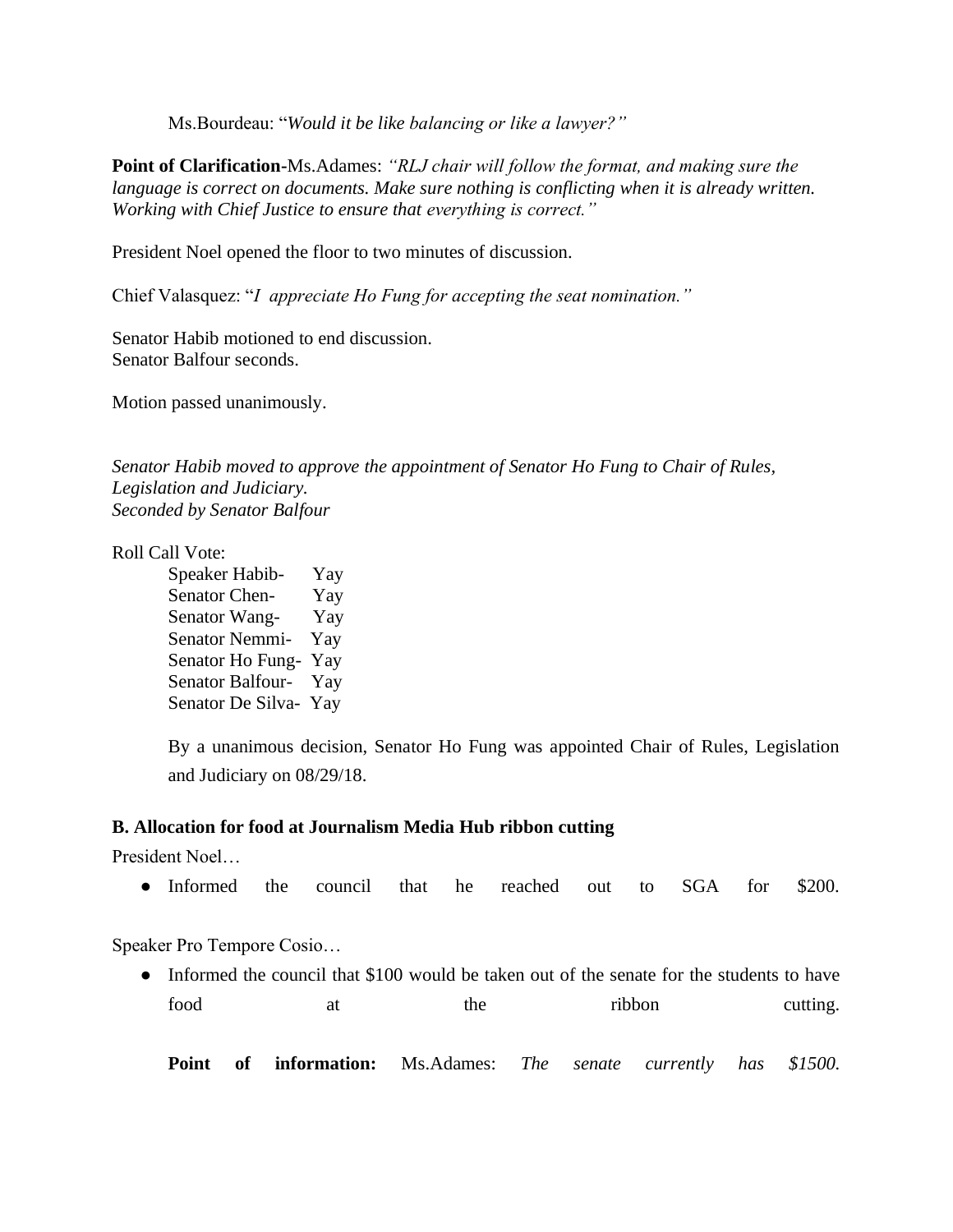Ms.Bourdeau: "*Would it be like balancing or like a lawyer?"*

**Point of Clarification**-Ms.Adames: *"RLJ chair will follow the format, and making sure the language is correct on documents. Make sure nothing is conflicting when it is already written. Working with Chief Justice to ensure that everything is correct."*

President Noel opened the floor to two minutes of discussion.

Chief Valasquez: "*I appreciate Ho Fung for accepting the seat nomination."*

Senator Habib motioned to end discussion.
Senator Balfour seconds.

Motion passed unanimously.

*Senator Habib moved to approve the appointment of Senator Ho Fung to Chair of Rules, Legislation and Judiciary.*
*Seconded by Senator Balfour*

Roll Call Vote:

Speaker Habib- Yay
Senator Chen- Yay
Senator Wang- Yay
Senator Nemmi- Yay
Senator Ho Fung- Yay
Senator Balfour- Yay
Senator De Silva- Yay

By a unanimous decision, Senator Ho Fung was appointed Chair of Rules, Legislation and Judiciary on 08/29/18.

### B. Allocation for food at Journalism Media Hub ribbon cutting

President Noel…

- Informed the council that he reached out to SGA for $200.

Speaker Pro Tempore Cosio…

- Informed the council that $100 would be taken out of the senate for the students to have food at the ribbon cutting.

**Point of information:** Ms.Adames: *The senate currently has $1500.*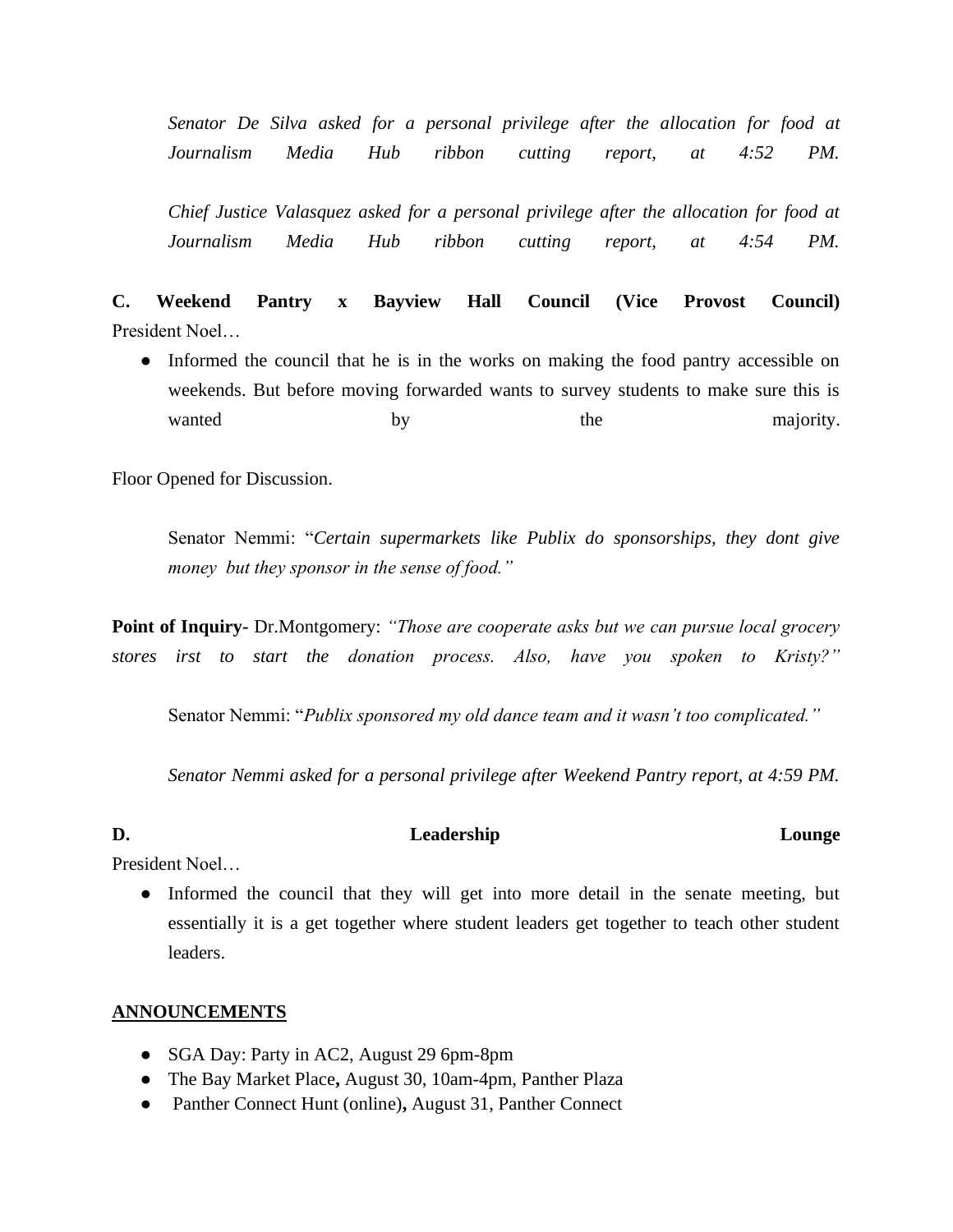*Senator De Silva asked for a personal privilege after the allocation for food at Journalism Media Hub ribbon cutting report, at 4:52 PM.*

*Chief Justice Valasquez asked for a personal privilege after the allocation for food at Journalism Media Hub ribbon cutting report, at 4:54 PM.*

**C. Weekend Pantry x Bayview Hall Council (Vice Provost Council)**
President Noel…

- Informed the council that he is in the works on making the food pantry accessible on weekends. But before moving forwarded wants to survey students to make sure this is wanted by the majority.

Floor Opened for Discussion.

Senator Nemmi: "*Certain supermarkets like Publix do sponsorships, they dont give money but they sponsor in the sense of food."*

**Point of Inquiry-** Dr.Montgomery: *"Those are cooperate asks but we can pursue local grocery stores irst to start the donation process. Also, have you spoken to Kristy?"*

Senator Nemmi: "*Publix sponsored my old dance team and it wasn't too complicated."*

*Senator Nemmi asked for a personal privilege after Weekend Pantry report, at 4:59 PM.*

**D. Leadership Lounge**
President Noel…

- Informed the council that they will get into more detail in the senate meeting, but essentially it is a get together where student leaders get together to teach other student leaders.

**ANNOUNCEMENTS**

- SGA Day: Party in AC2, August 29 6pm-8pm
- The Bay Market Place**,** August 30, 10am-4pm, Panther Plaza
- Panther Connect Hunt (online)**,** August 31, Panther Connect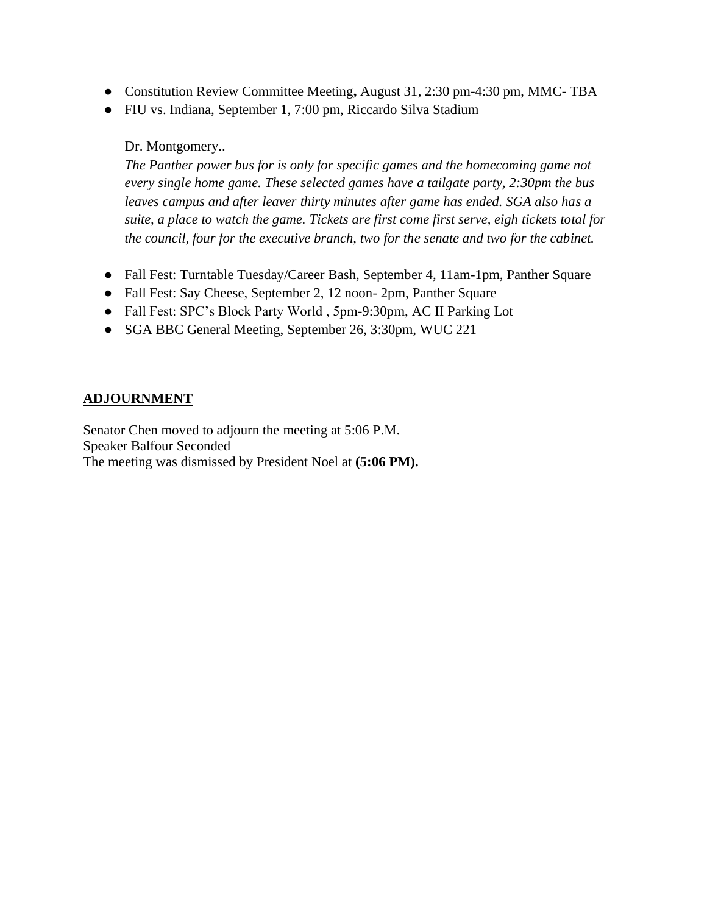- Constitution Review Committee Meeting**,** August 31, 2:30 pm-4:30 pm, MMC- TBA
- FIU vs. Indiana, September 1, 7:00 pm, Riccardo Silva Stadium

  Dr. Montgomery..

  *The Panther power bus for is only for specific games and the homecoming game not every single home game. These selected games have a tailgate party, 2:30pm the bus leaves campus and after leaver thirty minutes after game has ended. SGA also has a suite, a place to watch the game. Tickets are first come first serve, eigh tickets total for the council, four for the executive branch, two for the senate and two for the cabinet.*

- Fall Fest: Turntable Tuesday/Career Bash, September 4, 11am-1pm, Panther Square
- Fall Fest: Say Cheese, September 2, 12 noon- 2pm, Panther Square
- Fall Fest: SPC's Block Party World , 5pm-9:30pm, AC II Parking Lot
- SGA BBC General Meeting, September 26, 3:30pm, WUC 221

**ADJOURNMENT**

Senator Chen moved to adjourn the meeting at 5:06 P.M.
Speaker Balfour Seconded
The meeting was dismissed by President Noel at **(5:06 PM).**